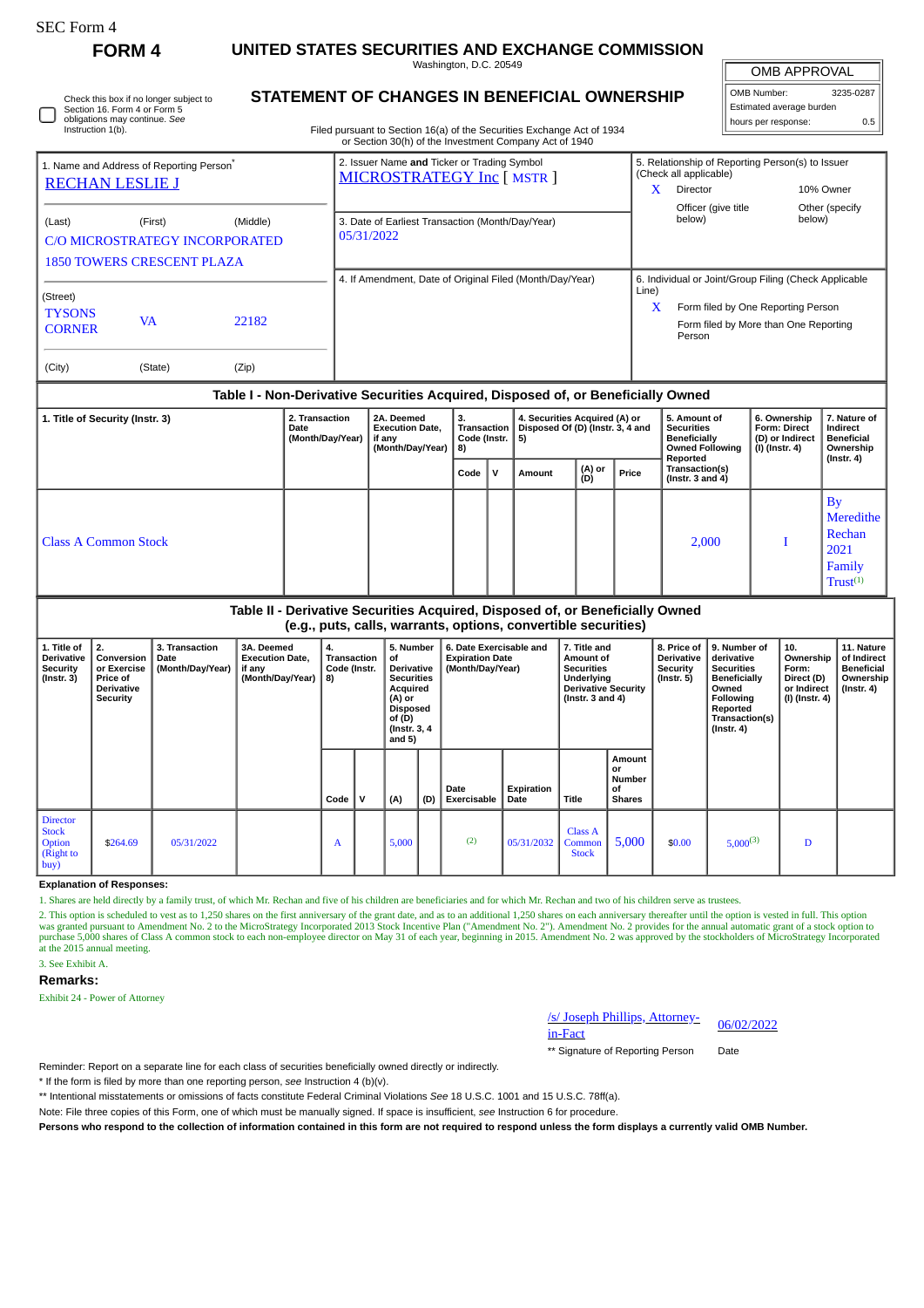SEC Form 4

# FORM 4

# UNITED STATES SECURITIES AND EXCHANGE COMMISSION

Washington, D.C. 20549

## STATEMENT OF CHANGES IN BENEFICIAL OWNERSHIP

Filed pursuant to Section 16(a) of the Securities Exchange Act of 1934 or Section 30(h) of the Investment Company Act of 1940

☐ Check this box if no longer subject to Section 16. Form 4 or Form 5 obligations may continue. *See* Instruction 1(b).

| OMB APPROVAL | |
|---|---|
| OMB Number: | 3235-0287 |
| Estimated average burden | |
| hours per response: | 0.5 |

1. Name and Address of Reporting Person*
RECHAN LESLIE J

(Last) (First) (Middle)
C/O MICROSTRATEGY INCORPORATED
1850 TOWERS CRESCENT PLAZA

(Street)
TYSONS CORNER VA 22182

(City) (State) (Zip)

2. Issuer Name **and** Ticker or Trading Symbol
MICROSTRATEGY Inc [ MSTR ]

3. Date of Earliest Transaction (Month/Day/Year)
05/31/2022

4. If Amendment, Date of Original Filed (Month/Day/Year)

5. Relationship of Reporting Person(s) to Issuer (Check all applicable)
X Director
10% Owner
Officer (give title below)
Other (specify below)

6. Individual or Joint/Group Filing (Check Applicable Line)
X Form filed by One Reporting Person
Form filed by More than One Reporting Person

### Table I - Non-Derivative Securities Acquired, Disposed of, or Beneficially Owned

| 1. Title of Security (Instr. 3) | 2. Transaction Date (Month/Day/Year) | 2A. Deemed Execution Date, if any (Month/Day/Year) | 3. Transaction Code (Instr. 8) | | 4. Securities Acquired (A) or Disposed Of (D) (Instr. 3, 4 and 5) | | | 5. Amount of Securities Beneficially Owned Following Reported Transaction(s) (Instr. 3 and 4) | 6. Ownership Form: Direct (D) or Indirect (I) (Instr. 4) | 7. Nature of Indirect Beneficial Ownership (Instr. 4) |
|---|---|---|---|---|---|---|---|---|---|---|
| | | | Code | V | Amount | (A) or (D) | Price | | | |
| Class A Common Stock | | | | | | | | 2,000 | I | By Meredithe Rechan 2021 Family Trust[1] |

### Table II - Derivative Securities Acquired, Disposed of, or Beneficially Owned (e.g., puts, calls, warrants, options, convertible securities)

| 1. Title of Derivative Security (Instr. 3) | 2. Conversion or Exercise Price of Derivative Security | 3. Transaction Date (Month/Day/Year) | 3A. Deemed Execution Date, if any (Month/Day/Year) | 4. Transaction Code (Instr. 8) | | 5. Number of Derivative Securities Acquired (A) or Disposed of (D) (Instr. 3, 4 and 5) | | 6. Date Exercisable and Expiration Date (Month/Day/Year) | | 7. Title and Amount of Securities Underlying Derivative Security (Instr. 3 and 4) | | 8. Price of Derivative Security (Instr. 5) | 9. Number of derivative Securities Beneficially Owned Following Reported Transaction(s) (Instr. 4) | 10. Ownership Form: Direct (D) or Indirect (I) (Instr. 4) | 11. Nature of Indirect Beneficial Ownership (Instr. 4) |
|---|---|---|---|---|---|---|---|---|---|---|---|---|---|---|---|
| | | | | Code | V | (A) | (D) | Date Exercisable | Expiration Date | Title | Amount or Number of Shares | | | | |
| Director Stock Option (Right to buy) | $264.69 | 05/31/2022 | | A | | 5,000 | | (2) | 05/31/2032 | Class A Common Stock | 5,000 | $0.00 | 5,000[3] | D | |

**Explanation of Responses:**

1. Shares are held directly by a family trust, of which Mr. Rechan and five of his children are beneficiaries and for which Mr. Rechan and two of his children serve as trustees.

2. This option is scheduled to vest as to 1,250 shares on the first anniversary of the grant date, and as to an additional 1,250 shares on each anniversary thereafter until the option is vested in full. This option was granted pursuant to Amendment No. 2 to the MicroStrategy Incorporated 2013 Stock Incentive Plan ("Amendment No. 2"). Amendment No. 2 provides for the annual automatic grant of a stock option to purchase 5,000 shares of Class A common stock to each non-employee director on May 31 of each year, beginning in 2015. Amendment No. 2 was approved by the stockholders of MicroStrategy Incorporated at the 2015 annual meeting.

3. See Exhibit A.

**Remarks:**

Exhibit 24 - Power of Attorney

/s/ Joseph Phillips, Attorney-in-Fact 06/02/2022

** Signature of Reporting Person Date

Reminder: Report on a separate line for each class of securities beneficially owned directly or indirectly.

* If the form is filed by more than one reporting person, *see* Instruction 4 (b)(v).

** Intentional misstatements or omissions of facts constitute Federal Criminal Violations *See* 18 U.S.C. 1001 and 15 U.S.C. 78ff(a).

Note: File three copies of this Form, one of which must be manually signed. If space is insufficient, *see* Instruction 6 for procedure.

**Persons who respond to the collection of information contained in this form are not required to respond unless the form displays a currently valid OMB Number.**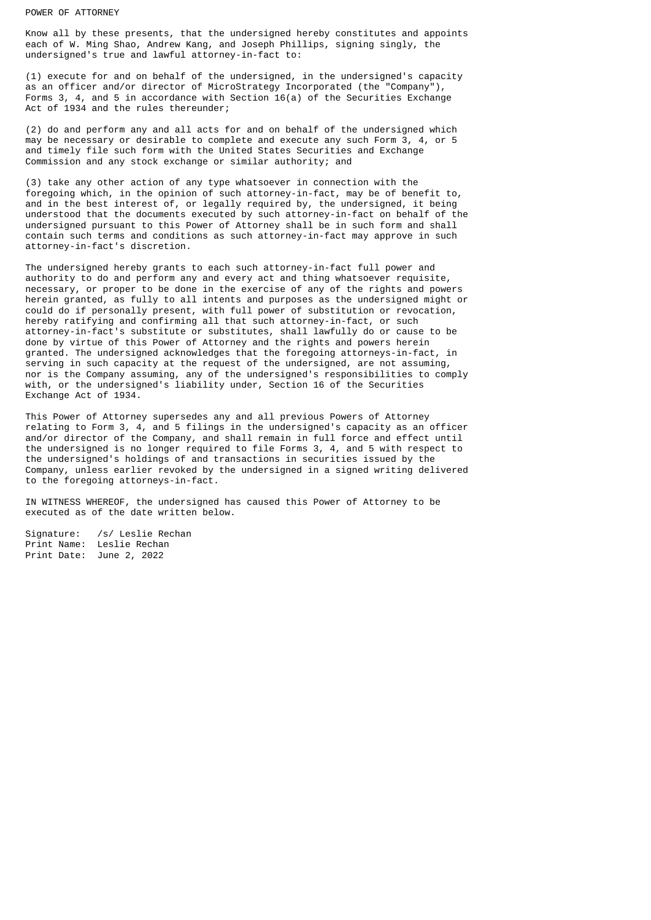POWER OF ATTORNEY

Know all by these presents, that the undersigned hereby constitutes and appoints each of W. Ming Shao, Andrew Kang, and Joseph Phillips, signing singly, the undersigned's true and lawful attorney-in-fact to:

(1) execute for and on behalf of the undersigned, in the undersigned's capacity as an officer and/or director of MicroStrategy Incorporated (the "Company"), Forms 3, 4, and 5 in accordance with Section 16(a) of the Securities Exchange Act of 1934 and the rules thereunder;

(2) do and perform any and all acts for and on behalf of the undersigned which may be necessary or desirable to complete and execute any such Form 3, 4, or 5 and timely file such form with the United States Securities and Exchange Commission and any stock exchange or similar authority; and

(3) take any other action of any type whatsoever in connection with the foregoing which, in the opinion of such attorney-in-fact, may be of benefit to, and in the best interest of, or legally required by, the undersigned, it being understood that the documents executed by such attorney-in-fact on behalf of the undersigned pursuant to this Power of Attorney shall be in such form and shall contain such terms and conditions as such attorney-in-fact may approve in such attorney-in-fact's discretion.

The undersigned hereby grants to each such attorney-in-fact full power and authority to do and perform any and every act and thing whatsoever requisite, necessary, or proper to be done in the exercise of any of the rights and powers herein granted, as fully to all intents and purposes as the undersigned might or could do if personally present, with full power of substitution or revocation, hereby ratifying and confirming all that such attorney-in-fact, or such attorney-in-fact's substitute or substitutes, shall lawfully do or cause to be done by virtue of this Power of Attorney and the rights and powers herein granted. The undersigned acknowledges that the foregoing attorneys-in-fact, in serving in such capacity at the request of the undersigned, are not assuming, nor is the Company assuming, any of the undersigned's responsibilities to comply with, or the undersigned's liability under, Section 16 of the Securities Exchange Act of 1934.

This Power of Attorney supersedes any and all previous Powers of Attorney relating to Form 3, 4, and 5 filings in the undersigned's capacity as an officer and/or director of the Company, and shall remain in full force and effect until the undersigned is no longer required to file Forms 3, 4, and 5 with respect to the undersigned's holdings of and transactions in securities issued by the Company, unless earlier revoked by the undersigned in a signed writing delivered to the foregoing attorneys-in-fact.

IN WITNESS WHEREOF, the undersigned has caused this Power of Attorney to be executed as of the date written below.

Signature: /s/ Leslie Rechan
Print Name: Leslie Rechan
Print Date: June 2, 2022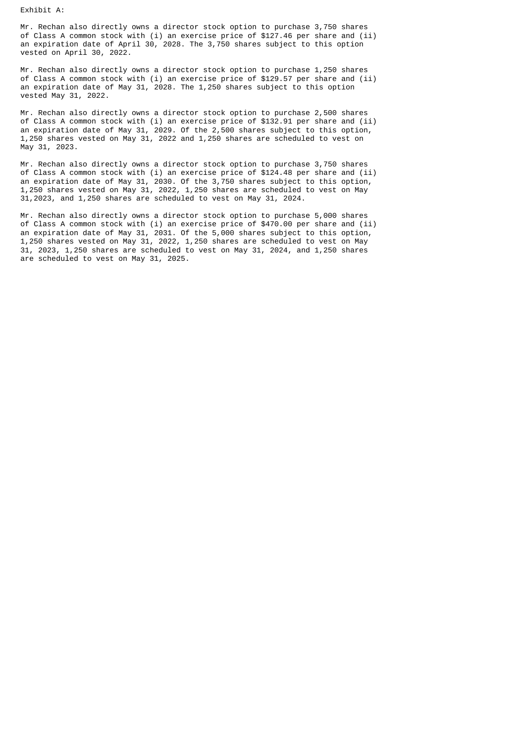Exhibit A:

Mr. Rechan also directly owns a director stock option to purchase 3,750 shares of Class A common stock with (i) an exercise price of $127.46 per share and (ii) an expiration date of April 30, 2028. The 3,750 shares subject to this option vested on April 30, 2022.

Mr. Rechan also directly owns a director stock option to purchase 1,250 shares of Class A common stock with (i) an exercise price of $129.57 per share and (ii) an expiration date of May 31, 2028. The 1,250 shares subject to this option vested May 31, 2022.

Mr. Rechan also directly owns a director stock option to purchase 2,500 shares of Class A common stock with (i) an exercise price of $132.91 per share and (ii) an expiration date of May 31, 2029. Of the 2,500 shares subject to this option, 1,250 shares vested on May 31, 2022 and 1,250 shares are scheduled to vest on May 31, 2023.

Mr. Rechan also directly owns a director stock option to purchase 3,750 shares of Class A common stock with (i) an exercise price of $124.48 per share and (ii) an expiration date of May 31, 2030. Of the 3,750 shares subject to this option, 1,250 shares vested on May 31, 2022, 1,250 shares are scheduled to vest on May 31,2023, and 1,250 shares are scheduled to vest on May 31, 2024.

Mr. Rechan also directly owns a director stock option to purchase 5,000 shares of Class A common stock with (i) an exercise price of $470.00 per share and (ii) an expiration date of May 31, 2031. Of the 5,000 shares subject to this option, 1,250 shares vested on May 31, 2022, 1,250 shares are scheduled to vest on May 31, 2023, 1,250 shares are scheduled to vest on May 31, 2024, and 1,250 shares are scheduled to vest on May 31, 2025.